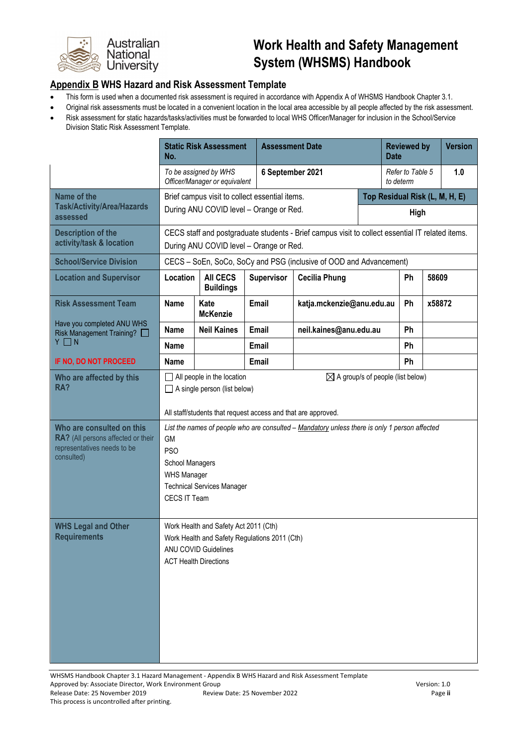# Work Health and Safety Management System (WHSMS) Handbook

## Appendix B WHS Hazard and Risk Assessment Template

- This form is used when a documented risk assessment is required in accordance with Appendix A of WHSMS Handbook Chapter 3.1.
- Original risk assessments must be located in a convenient location in the local area accessible by all people affected by the risk assessment.
- Risk assessment for static hazards/tasks/activities must be forwarded to local WHS Officer/Manager for inclusion in the School/Service Division Static Risk Assessment Template.

| | Static Risk Assessment No. | Assessment Date | Reviewed by Date | Version |
|---|---|---|---|---|
| | *To be assigned by WHS Officer/Manager or equivalent* | 6 September 2021 | *Refer to Table 5 to determ* | 1.0 |

| | | |
|---|---|---|
| **Name of the Task/Activity/Area/Hazards assessed** | Brief campus visit to collect essential items. During ANU COVID level – Orange or Red. | **Top Residual Risk (L, M, H, E)**: High |
| **Description of the activity/task & location** | CECS staff and postgraduate students - Brief campus visit to collect essential IT related items. During ANU COVID level – Orange or Red. | |
| **School/Service Division** | CECS – SoEn, SoCo, SoCy and PSG (inclusive of OOD and Advancement) | |

| | | | | | | |
|---|---|---|---|---|---|---|
| **Location and Supervisor** | **Location**: All CECS Buildings | **Supervisor** | Cecilia Phung | **Ph** | 58609 |
| **Risk Assessment Team** | **Name**: Kate McKenzie | **Email** | katja.mckenzie@anu.edu.au | **Ph** | x58872 |
| Have you completed ANU WHS Risk Management Training? ☐ Y ☐ N | **Name**: Neil Kaines | **Email** | neil.kaines@anu.edu.au | **Ph** | |
| | **Name**: | **Email** | | **Ph** | |
| **IF NO, DO NOT PROCEED** | **Name**: | **Email** | | **Ph** | |

| | |
|---|---|
| **Who are affected by this RA?** | ☐ All people in the location ☒ A group/s of people (list below) ☐ A single person (list below) <br><br> All staff/students that request access and that are approved. |
| **Who are consulted on this RA?** (All persons affected or their representatives needs to be consulted) | *List the names of people who are consulted – Mandatory unless there is only 1 person affected* <br> GM <br> PSO <br> School Managers <br> WHS Manager <br> Technical Services Manager <br> CECS IT Team |
| **WHS Legal and Other Requirements** | Work Health and Safety Act 2011 (Cth) <br> Work Health and Safety Regulations 2011 (Cth) <br> ANU COVID Guidelines <br> ACT Health Directions |

WHSMS Handbook Chapter 3.1 Hazard Management - Appendix B WHS Hazard and Risk Assessment Template
Approved by: Associate Director, Work Environment Group
Version: 1.0
Release Date: 25 November 2019 Review Date: 25 November 2022
This process is uncontrolled after printing.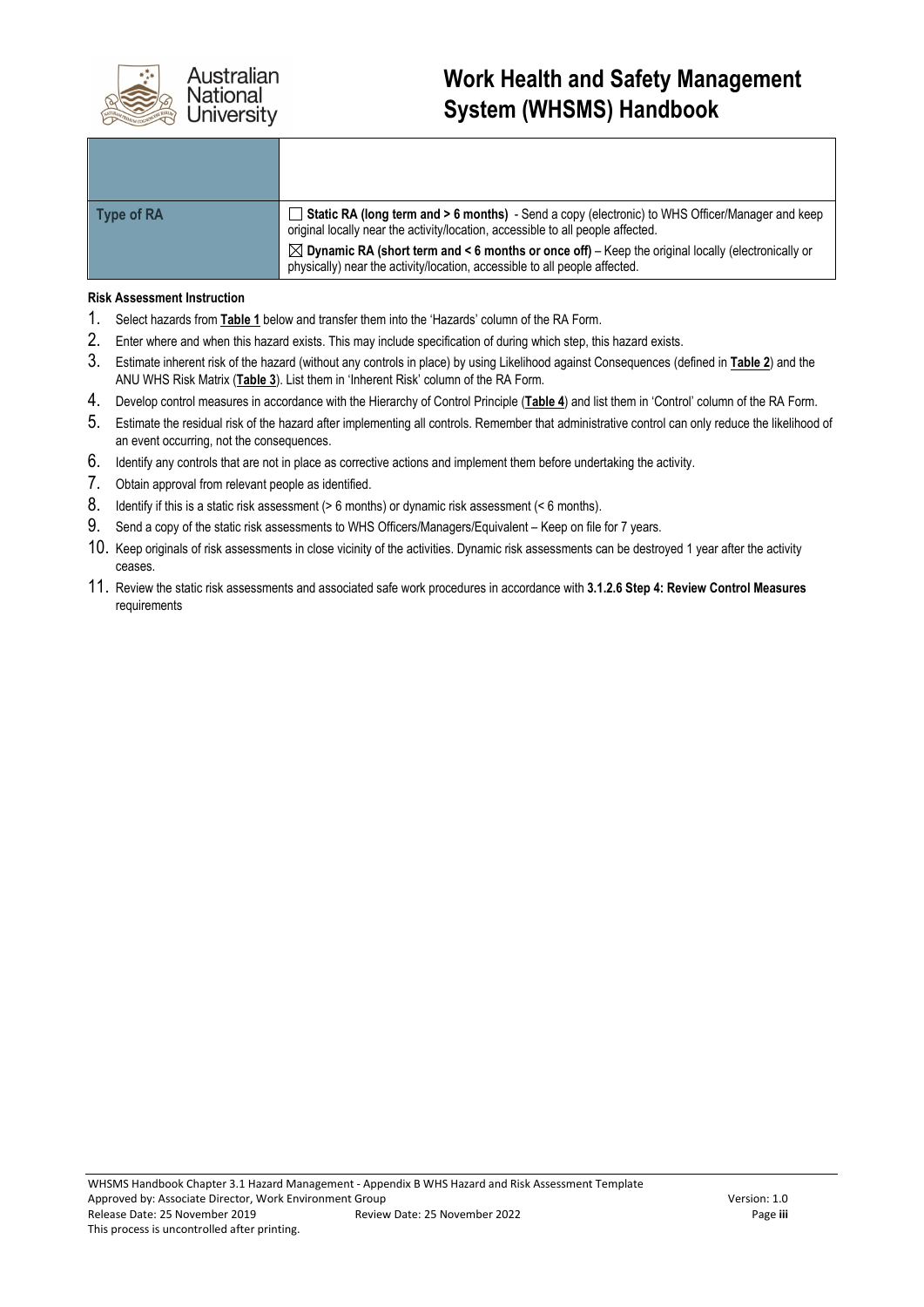| | |
|---|---|
| | |
| **Type of RA** | ☐ **Static RA (long term and > 6 months)** - Send a copy (electronic) to WHS Officer/Manager and keep original locally near the activity/location, accessible to all people affected.<br>☒ **Dynamic RA (short term and < 6 months or once off)** – Keep the original locally (electronically or physically) near the activity/location, accessible to all people affected. |

**Risk Assessment Instruction**

1. Select hazards from **Table 1** below and transfer them into the 'Hazards' column of the RA Form.
2. Enter where and when this hazard exists. This may include specification of during which step, this hazard exists.
3. Estimate inherent risk of the hazard (without any controls in place) by using Likelihood against Consequences (defined in **Table 2**) and the ANU WHS Risk Matrix (**Table 3**). List them in 'Inherent Risk' column of the RA Form.
4. Develop control measures in accordance with the Hierarchy of Control Principle (**Table 4**) and list them in 'Control' column of the RA Form.
5. Estimate the residual risk of the hazard after implementing all controls. Remember that administrative control can only reduce the likelihood of an event occurring, not the consequences.
6. Identify any controls that are not in place as corrective actions and implement them before undertaking the activity.
7. Obtain approval from relevant people as identified.
8. Identify if this is a static risk assessment (> 6 months) or dynamic risk assessment (< 6 months).
9. Send a copy of the static risk assessments to WHS Officers/Managers/Equivalent – Keep on file for 7 years.
10. Keep originals of risk assessments in close vicinity of the activities. Dynamic risk assessments can be destroyed 1 year after the activity ceases.
11. Review the static risk assessments and associated safe work procedures in accordance with **3.1.2.6 Step 4: Review Control Measures** requirements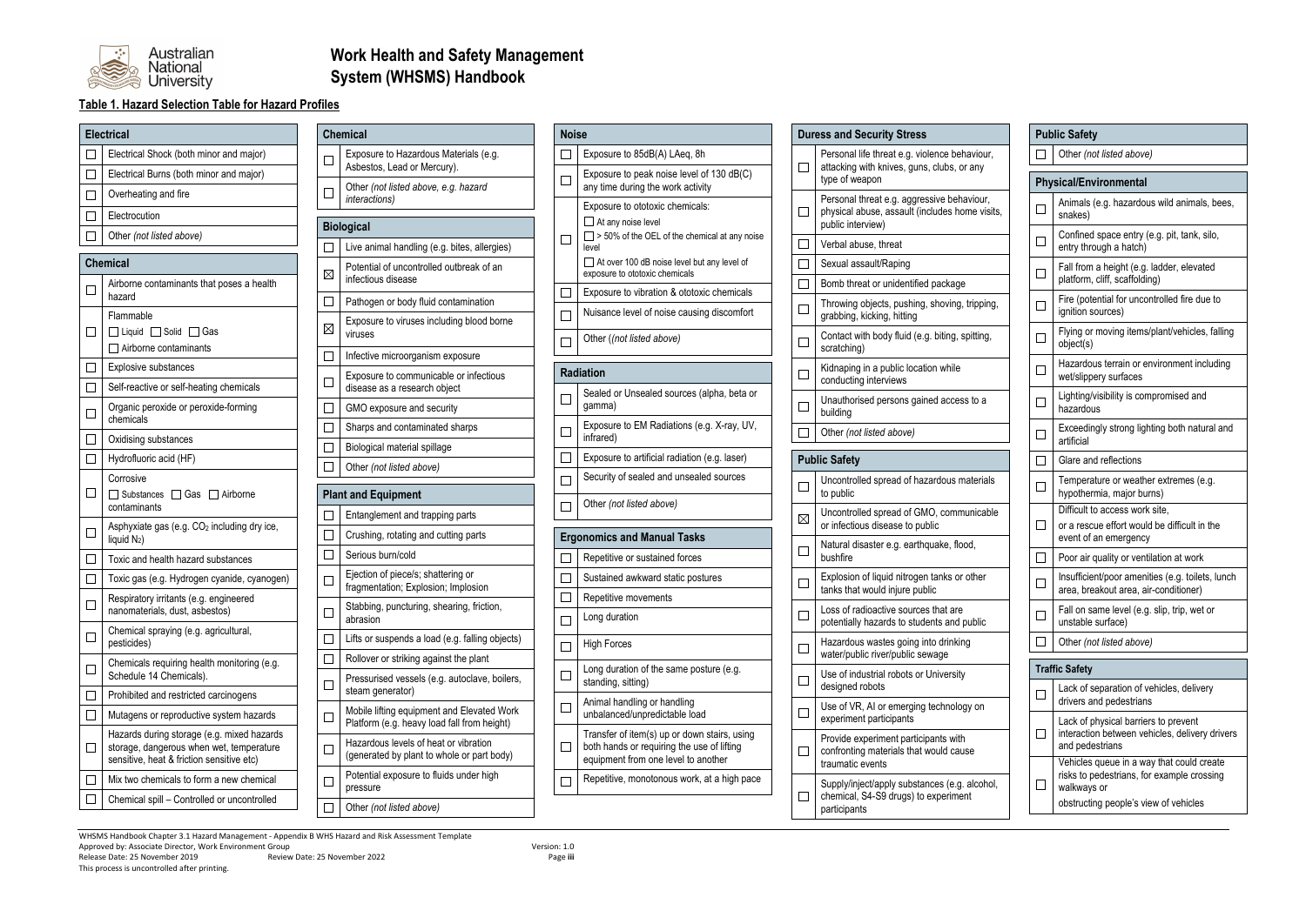# Work Health and Safety Management System (WHSMS) Handbook

## Table 1. Hazard Selection Table for Hazard Profiles

| | Electrical |
|---|---|
| ☐ | Electrical Shock (both minor and major) |
| ☐ | Electrical Burns (both minor and major) |
| ☐ | Overheating and fire |
| ☐ | Electrocution |
| ☐ | Other *(not listed above)* |

| | Chemical |
|---|---|
| ☐ | Airborne contaminants that poses a health hazard |
| ☐ | Flammable ☐ Liquid ☐ Solid ☐ Gas ☐ Airborne contaminants |
| ☐ | Explosive substances |
| ☐ | Self-reactive or self-heating chemicals |
| ☐ | Organic peroxide or peroxide-forming chemicals |
| ☐ | Oxidising substances |
| ☐ | Hydrofluoric acid (HF) |
| ☐ | Corrosive ☐ Substances ☐ Gas ☐ Airborne contaminants |
| ☐ | Asphyxiate gas (e.g. $CO_2$ including dry ice, liquid $N_2$) |
| ☐ | Toxic and health hazard substances |
| ☐ | Toxic gas (e.g. Hydrogen cyanide, cyanogen) |
| ☐ | Respiratory irritants (e.g. engineered nanomaterials, dust, asbestos) |
| ☐ | Chemical spraying (e.g. agricultural, pesticides) |
| ☐ | Chemicals requiring health monitoring (e.g. Schedule 14 Chemicals). |
| ☐ | Prohibited and restricted carcinogens |
| ☐ | Mutagens or reproductive system hazards |
| ☐ | Hazards during storage (e.g. mixed hazards storage, dangerous when wet, temperature sensitive, heat & friction sensitive etc) |
| ☐ | Mix two chemicals to form a new chemical |
| ☐ | Chemical spill – Controlled or uncontrolled |
| ☐ | Exposure to Hazardous Materials (e.g. Asbestos, Lead or Mercury). |
| ☐ | Other *(not listed above, e.g. hazard interactions)* |

| | Biological |
|---|---|
| ☐ | Live animal handling (e.g. bites, allergies) |
| ☒ | Potential of uncontrolled outbreak of an infectious disease |
| ☐ | Pathogen or body fluid contamination |
| ☒ | Exposure to viruses including blood borne viruses |
| ☐ | Infective microorganism exposure |
| ☐ | Exposure to communicable or infectious disease as a research object |
| ☐ | GMO exposure and security |
| ☐ | Sharps and contaminated sharps |
| ☐ | Biological material spillage |
| ☐ | Other *(not listed above)* |

| | Plant and Equipment |
|---|---|
| ☐ | Entanglement and trapping parts |
| ☐ | Crushing, rotating and cutting parts |
| ☐ | Serious burn/cold |
| ☐ | Ejection of piece/s; shattering or fragmentation; Explosion; Implosion |
| ☐ | Stabbing, puncturing, shearing, friction, abrasion |
| ☐ | Lifts or suspends a load (e.g. falling objects) |
| ☐ | Rollover or striking against the plant |
| ☐ | Pressurised vessels (e.g. autoclave, boilers, steam generator) |
| ☐ | Mobile lifting equipment and Elevated Work Platform (e.g. heavy load fall from height) |
| ☐ | Hazardous levels of heat or vibration (generated by plant to whole or part body) |
| ☐ | Potential exposure to fluids under high pressure |
| ☐ | Other *(not listed above)* |

| | Noise |
|---|---|
| ☐ | Exposure to 85dB(A) LAeq, 8h |
| ☐ | Exposure to peak noise level of 130 dB(C) any time during the work activity |
| ☐ | Exposure to ototoxic chemicals: ☐ At any noise level ☐ > 50% of the OEL of the chemical at any noise level ☐ At over 100 dB noise level but any level of exposure to ototoxic chemicals |
| ☐ | Exposure to vibration & ototoxic chemicals |
| ☐ | Nuisance level of noise causing discomfort |
| ☐ | Other ((*not listed above)* |

| | Radiation |
|---|---|
| ☐ | Sealed or Unsealed sources (alpha, beta or gamma) |
| ☐ | Exposure to EM Radiations (e.g. X-ray, UV, infrared) |
| ☐ | Exposure to artificial radiation (e.g. laser) |
| ☐ | Security of sealed and unsealed sources |
| ☐ | Other *(not listed above)* |

| | Ergonomics and Manual Tasks |
|---|---|
| ☐ | Repetitive or sustained forces |
| ☐ | Sustained awkward static postures |
| ☐ | Repetitive movements |
| ☐ | Long duration |
| ☐ | High Forces |
| ☐ | Long duration of the same posture (e.g. standing, sitting) |
| ☐ | Animal handling or handling unbalanced/unpredictable load |
| ☐ | Transfer of item(s) up or down stairs, using both hands or requiring the use of lifting equipment from one level to another |
| ☐ | Repetitive, monotonous work, at a high pace |

| | Duress and Security Stress |
|---|---|
| ☐ | Personal life threat e.g. violence behaviour, attacking with knives, guns, clubs, or any type of weapon |
| ☐ | Personal threat e.g. aggressive behaviour, physical abuse, assault (includes home visits, public interview) |
| ☐ | Verbal abuse, threat |
| ☐ | Sexual assault/Raping |
| ☐ | Bomb threat or unidentified package |
| ☐ | Throwing objects, pushing, shoving, tripping, grabbing, kicking, hitting |
| ☐ | Contact with body fluid (e.g. biting, spitting, scratching) |
| ☐ | Kidnapping in a public location while conducting interviews |
| ☐ | Unauthorised persons gained access to a building |
| ☐ | Other *(not listed above)* |

| | Public Safety |
|---|---|
| ☐ | Uncontrolled spread of hazardous materials to public |
| ☒ | Uncontrolled spread of GMO, communicable or infectious disease to public |
| ☐ | Natural disaster e.g. earthquake, flood, bushfire |
| ☐ | Explosion of liquid nitrogen tanks or other tanks that would injure public |
| ☐ | Loss of radioactive sources that are potentially hazards to students and public |
| ☐ | Hazardous wastes going into drinking water/public river/public sewage |
| ☐ | Use of industrial robots or University designed robots |
| ☐ | Use of VR, AI or emerging technology on experiment participants |
| ☐ | Provide experiment participants with confronting materials that would cause traumatic events |
| ☐ | Supply/inject/apply substances (e.g. alcohol, chemical, S4-S9 drugs) to experiment participants |
| ☐ | Other *(not listed above)* |

| | Physical/Environmental |
|---|---|
| ☐ | Animals (e.g. hazardous wild animals, bees, snakes) |
| ☐ | Confined space entry (e.g. pit, tank, silo, entry through a hatch) |
| ☐ | Fall from a height (e.g. ladder, elevated platform, cliff, scaffolding) |
| ☐ | Fire (potential for uncontrolled fire due to ignition sources) |
| ☐ | Flying or moving items/plant/vehicles, falling object(s) |
| ☐ | Hazardous terrain or environment including wet/slippery surfaces |
| ☐ | Lighting/visibility is compromised and hazardous |
| ☐ | Exceedingly strong lighting both natural and artificial |
| ☐ | Glare and reflections |
| ☐ | Temperature or weather extremes (e.g. hypothermia, major burns) |
| ☐ | Difficult to access work site, or a rescue effort would be difficult in the event of an emergency |
| ☐ | Poor air quality or ventilation at work |
| ☐ | Insufficient/poor amenities (e.g. toilets, lunch area, breakout area, air-conditioner) |
| ☐ | Fall on same level (e.g. slip, trip, wet or unstable surface) |
| ☐ | Other *(not listed above)* |

| | Traffic Safety |
|---|---|
| ☐ | Lack of separation of vehicles, delivery drivers and pedestrians |
| ☐ | Lack of physical barriers to prevent interaction between vehicles, delivery drivers and pedestrians |
| ☐ | Vehicles queue in a way that could create risks to pedestrians, for example crossing walkways or obstructing people's view of vehicles |

WHSMS Handbook Chapter 3.1 Hazard Management - Appendix B WHS Hazard and Risk Assessment Template
Approved by: Associate Director, Work Environment Group
Release Date: 25 November 2019 Review Date: 25 November 2022 Version: 1.0
This process is uncontrolled after printing.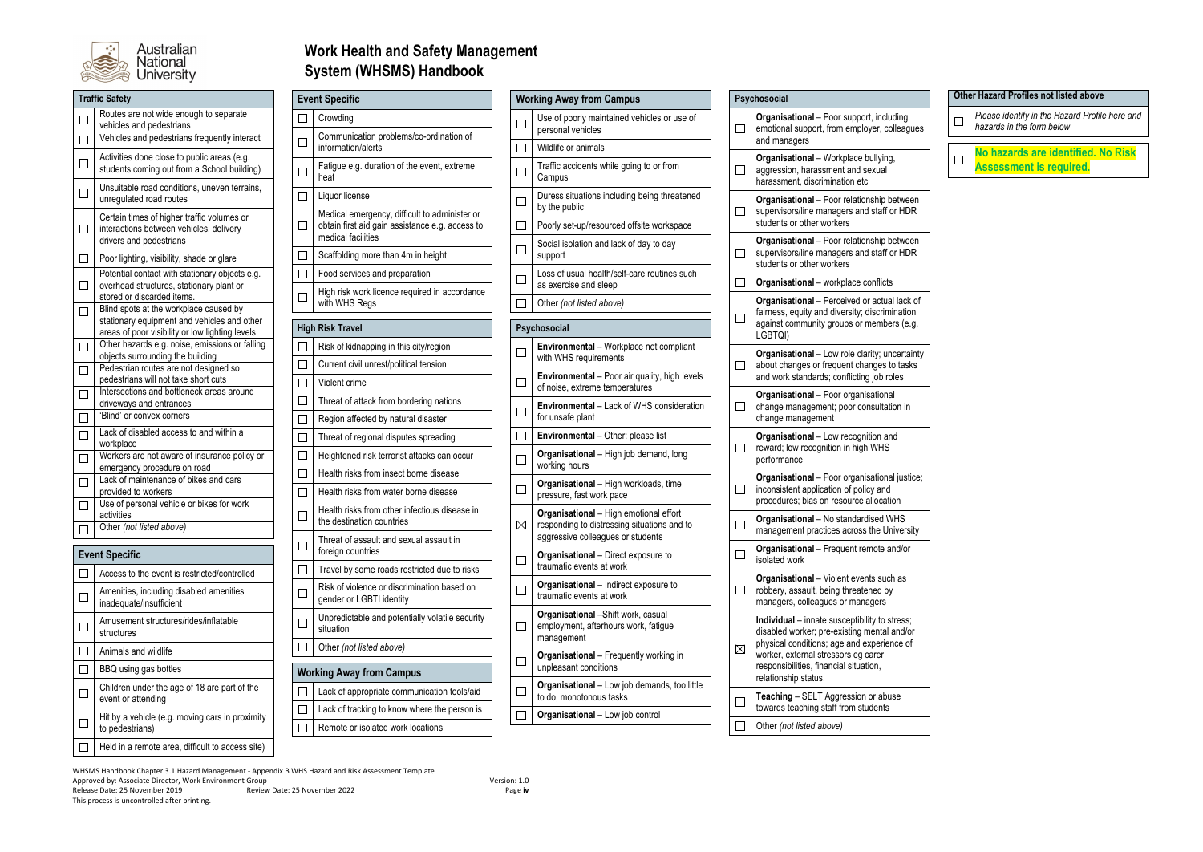# Work Health and Safety Management System (WHSMS) Handbook

| Traffic Safety | |
|---|---|
| ☐ | Routes are not wide enough to separate vehicles and pedestrians |
| ☐ | Vehicles and pedestrians frequently interact |
| ☐ | Activities done close to public areas (e.g. students coming out from a School building) |
| ☐ | Unsuitable road conditions, uneven terrains, unregulated road routes |
| ☐ | Certain times of higher traffic volumes or interactions between vehicles, delivery drivers and pedestrians |
| ☐ | Poor lighting, visibility, shade or glare |
| ☐ | Potential contact with stationary objects e.g. overhead structures, stationary plant or stored or discarded items. |
| ☐ | Blind spots at the workplace caused by stationary equipment and vehicles and other areas of poor visibility or low lighting levels |
| ☐ | Other hazards e.g. noise, emissions or falling objects surrounding the building |
| ☐ | Pedestrian routes are not designed so pedestrians will not take short cuts |
| ☐ | Intersections and bottleneck areas around driveways and entrances |
| ☐ | 'Blind' or convex corners |
| ☐ | Lack of disabled access to and within a workplace |
| ☐ | Workers are not aware of insurance policy or emergency procedure on road |
| ☐ | Lack of maintenance of bikes and cars provided to workers |
| ☐ | Use of personal vehicle or bikes for work activities |
| ☐ | Other *(not listed above)* |

| Event Specific | |
|---|---|
| ☐ | Access to the event is restricted/controlled |
| ☐ | Amenities, including disabled amenities inadequate/insufficient |
| ☐ | Amusement structures/rides/inflatable structures |
| ☐ | Animals and wildlife |
| ☐ | BBQ using gas bottles |
| ☐ | Children under the age of 18 are part of the event or attending |
| ☐ | Hit by a vehicle (e.g. moving cars in proximity to pedestrians) |
| ☐ | Held in a remote area, difficult to access site) |
| ☐ | Crowding |
| ☐ | Communication problems/co-ordination of information/alerts |
| ☐ | Fatigue e.g. duration of the event, extreme heat |
| ☐ | Liquor license |
| ☐ | Medical emergency, difficult to administer or obtain first aid gain assistance e.g. access to medical facilities |
| ☐ | Scaffolding more than 4m in height |
| ☐ | Food services and preparation |
| ☐ | High risk work licence required in accordance with WHS Regs |

| High Risk Travel | |
|---|---|
| ☐ | Risk of kidnapping in this city/region |
| ☐ | Current civil unrest/political tension |
| ☐ | Violent crime |
| ☐ | Threat of attack from bordering nations |
| ☐ | Region affected by natural disaster |
| ☐ | Threat of regional disputes spreading |
| ☐ | Heightened risk terrorist attacks can occur |
| ☐ | Health risks from insect borne disease |
| ☐ | Health risks from water borne disease |
| ☐ | Health risks from other infectious disease in the destination countries |
| ☐ | Threat of assault and sexual assault in foreign countries |
| ☐ | Travel by some roads restricted due to risks |
| ☐ | Risk of violence or discrimination based on gender or LGBTI identity |
| ☐ | Unpredictable and potentially volatile security situation |
| ☐ | Other *(not listed above)* |

| Working Away from Campus | |
|---|---|
| ☐ | Lack of appropriate communication tools/aid |
| ☐ | Lack of tracking to know where the person is |
| ☐ | Remote or isolated work locations |
| ☐ | Use of poorly maintained vehicles or use of personal vehicles |
| ☐ | Wildlife or animals |
| ☐ | Traffic accidents while going to or from Campus |
| ☐ | Duress situations including being threatened by the public |
| ☐ | Poorly set-up/resourced offsite workspace |
| ☐ | Social isolation and lack of day to day support |
| ☐ | Loss of usual health/self-care routines such as exercise and sleep |
| ☐ | Other *(not listed above)* |

| Psychosocial | |
|---|---|
| ☐ | **Environmental** – Workplace not compliant with WHS requirements |
| ☐ | **Environmental** – Poor air quality, high levels of noise, extreme temperatures |
| ☐ | **Environmental** – Lack of WHS consideration for unsafe plant |
| ☐ | **Environmental** – Other: please list |
| ☐ | **Organisational** – High job demand, long working hours |
| ☐ | **Organisational** – High workloads, time pressure, fast work pace |
| ☒ | **Organisational** – High emotional effort responding to distressing situations and to aggressive colleagues or students |
| ☐ | **Organisational** – Direct exposure to traumatic events at work |
| ☐ | **Organisational** – Indirect exposure to traumatic events at work |
| ☐ | **Organisational** –Shift work, casual employment, afterhours work, fatigue management |
| ☐ | **Organisational** – Frequently working in unpleasant conditions |
| ☐ | **Organisational** – Low job demands, too little to do, monotonous tasks |
| ☐ | **Organisational** – Low job control |
| ☐ | **Organisational** – Poor support, including emotional support, from employer, colleagues and managers |
| ☐ | **Organisational** – Workplace bullying, aggression, harassment and sexual harassment, discrimination etc |
| ☐ | **Organisational** – Poor relationship between supervisors/line managers and staff or HDR students or other workers |
| ☐ | **Organisational** – Poor relationship between supervisors/line managers and staff or HDR students or other workers |
| ☐ | **Organisational** – workplace conflicts |
| ☐ | **Organisational** – Perceived or actual lack of fairness, equity and diversity; discrimination against community groups or members (e.g. LGBTQI) |
| ☐ | **Organisational** – Low role clarity; uncertainty about changes or frequent changes to tasks and work standards; conflicting job roles |
| ☐ | **Organisational** – Poor organisational change management; poor consultation in change management |
| ☐ | **Organisational** – Low recognition and reward; low recognition in high WHS performance |
| ☐ | **Organisational** – Poor organisational justice; inconsistent application of policy and procedures; bias on resource allocation |
| ☐ | **Organisational** – No standardised WHS management practices across the University |
| ☐ | **Organisational** – Frequent remote and/or isolated work |
| ☐ | **Organisational** – Violent events such as robbery, assault, being threatened by managers, colleagues or managers |
| ☒ | **Individual** – innate susceptibility to stress; disabled worker; pre-existing mental and/or physical conditions; age and experience of worker, external stressors eg carer responsibilities, financial situation, relationship status. |
| ☐ | **Teaching** – SELT Aggression or abuse towards teaching staff from students |
| ☐ | Other *(not listed above)* |

| Other Hazard Profiles not listed above | |
|---|---|
| ☐ | *Please identify in the Hazard Profile here and hazards in the form below* |
| ☐ | **No hazards are identified. No Risk Assessment is required.** |

WHSMS Handbook Chapter 3.1 Hazard Management - Appendix B WHS Hazard and Risk Assessment Template
Approved by: Associate Director, Work Environment Group
Release Date: 25 November 2019 Review Date: 25 November 2022
Version: 1.0
This process is uncontrolled after printing.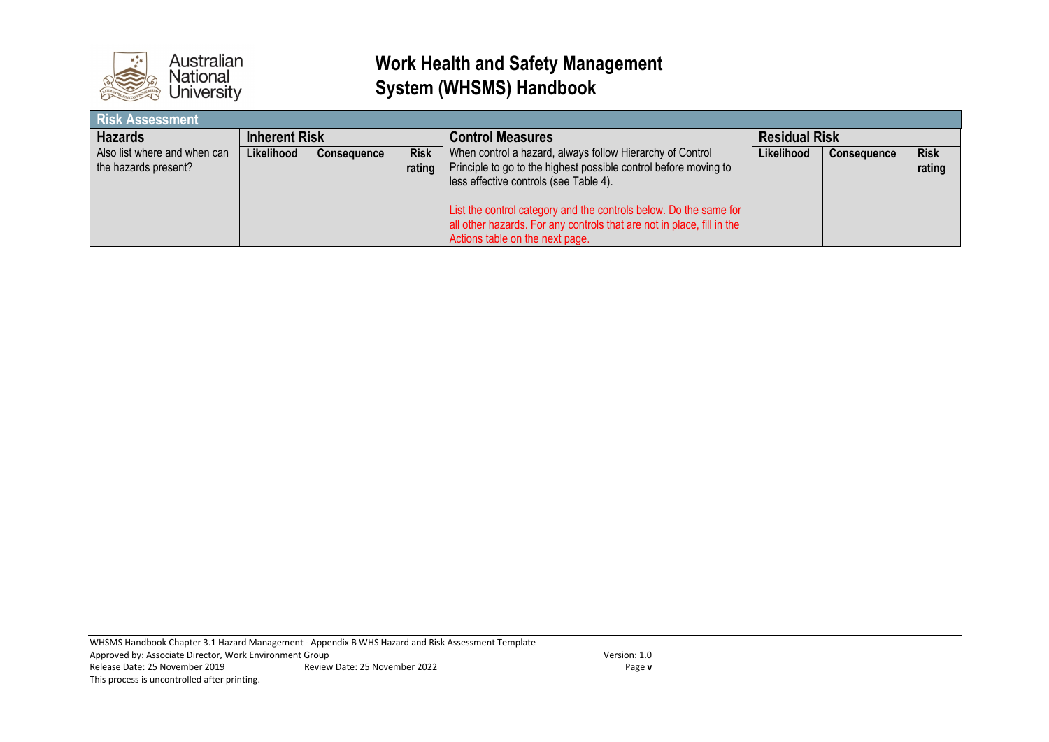| Risk Assessment | | | | | | | |
|---|---|---|---|---|---|---|---|
| **Hazards** | **Inherent Risk** | | | **Control Measures** | **Residual Risk** | | |
| Also list where and when can the hazards present? | **Likelihood** | **Consequence** | **Risk rating** | When control a hazard, always follow Hierarchy of Control Principle to go to the highest possible control before moving to less effective controls (see Table 4).<br><br>List the control category and the controls below. Do the same for all other hazards. For any controls that are not in place, fill in the Actions table on the next page. | **Likelihood** | **Consequence** | **Risk rating** |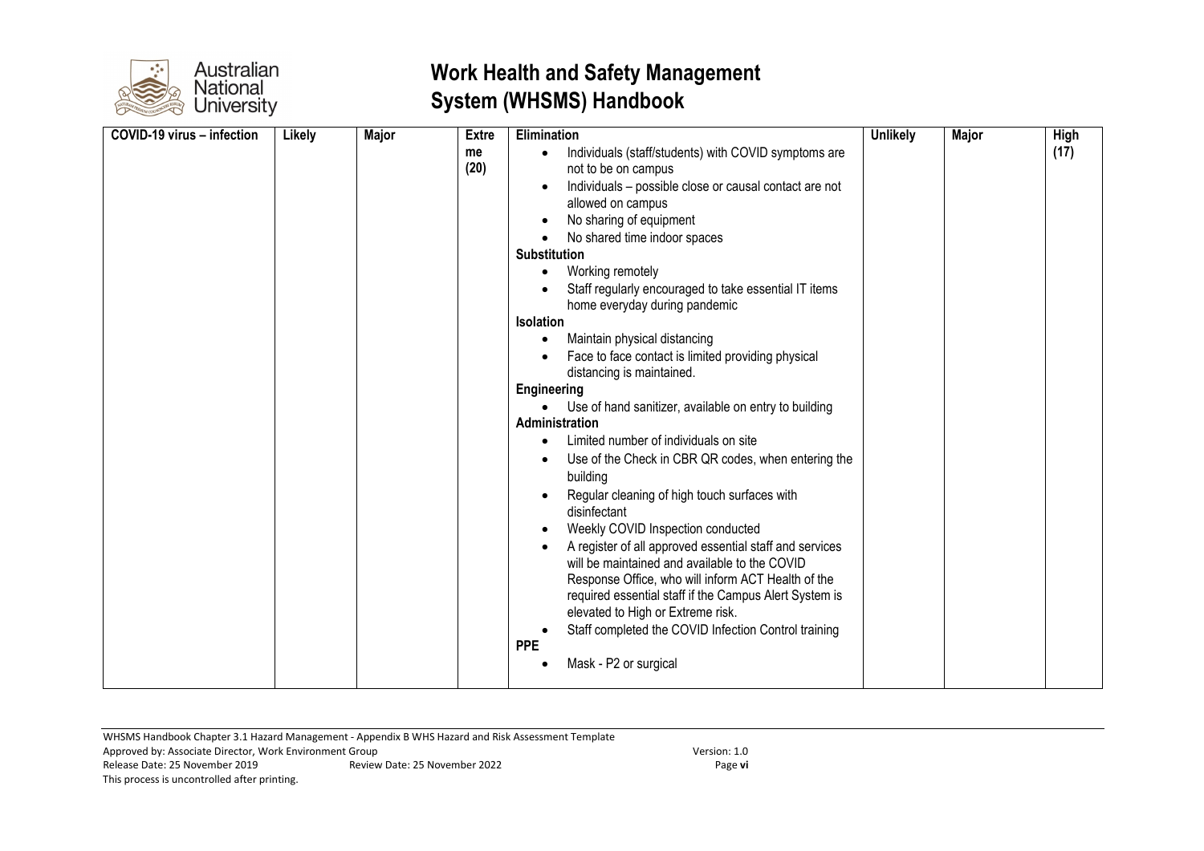| | | | | | | | |
|---|---|---|---|---|---|---|---|
| **COVID-19 virus – infection** | **Likely** | **Major** | **Extreme (20)** | **Elimination**<br>• Individuals (staff/students) with COVID symptoms are not to be on campus<br>• Individuals – possible close or causal contact are not allowed on campus<br>• No sharing of equipment<br>• No shared time indoor spaces<br>**Substitution**<br>• Working remotely<br>• Staff regularly encouraged to take essential IT items home everyday during pandemic<br>**Isolation**<br>• Maintain physical distancing<br>• Face to face contact is limited providing physical distancing is maintained.<br>**Engineering**<br>• Use of hand sanitizer, available on entry to building<br>**Administration**<br>• Limited number of individuals on site<br>• Use of the Check in CBR QR codes, when entering the building<br>• Regular cleaning of high touch surfaces with disinfectant<br>• Weekly COVID Inspection conducted<br>• A register of all approved essential staff and services will be maintained and available to the COVID Response Office, who will inform ACT Health of the required essential staff if the Campus Alert System is elevated to High or Extreme risk.<br>• Staff completed the COVID Infection Control training<br>**PPE**<br>• Mask - P2 or surgical | **Unlikely** | **Major** | **High (17)** |

WHSMS Handbook Chapter 3.1 Hazard Management - Appendix B WHS Hazard and Risk Assessment Template
Approved by: Associate Director, Work Environment Group
Version: 1.0
Release Date: 25 November 2019
Review Date: 25 November 2022
This process is uncontrolled after printing.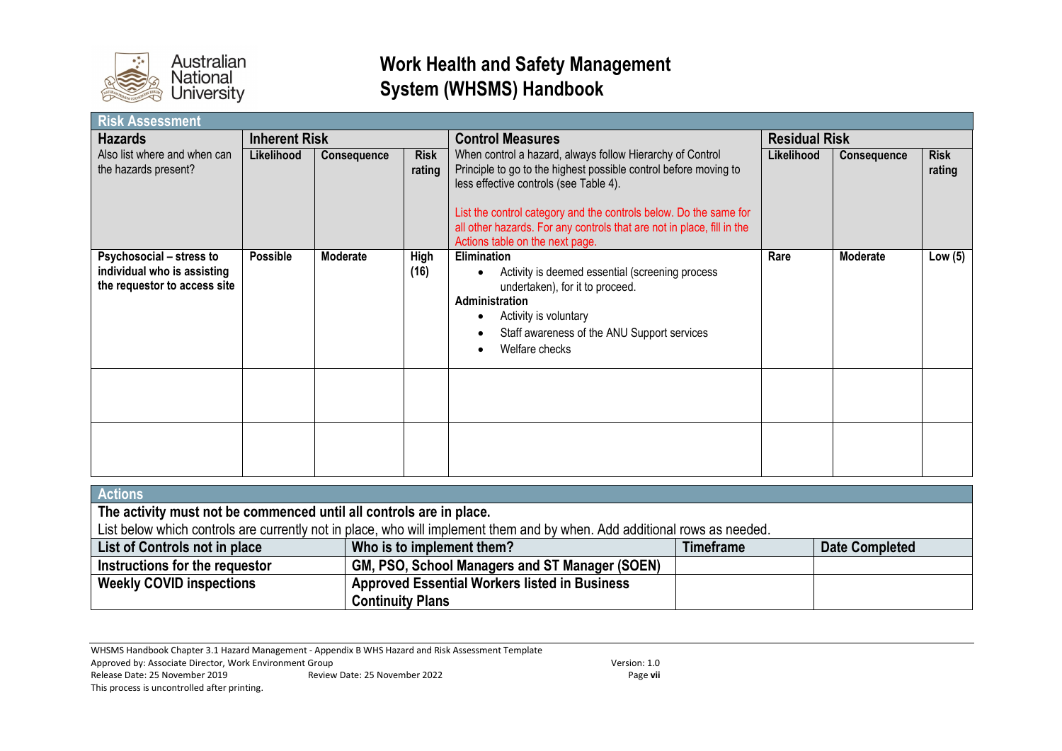## Risk Assessment

| Hazards | Inherent Risk | | | Control Measures | Residual Risk | | |
|---|---|---|---|---|---|---|---|
| Also list where and when can the hazards present? | **Likelihood** | **Consequence** | **Risk rating** | When control a hazard, always follow Hierarchy of Control Principle to go to the highest possible control before moving to less effective controls (see Table 4).<br><br>List the control category and the controls below. Do the same for all other hazards. For any controls that are not in place, fill in the Actions table on the next page. | **Likelihood** | **Consequence** | **Risk rating** |
| **Psychosocial – stress to individual who is assisting the requestor to access site** | **Possible** | **Moderate** | **High (16)** | **Elimination**<br>• Activity is deemed essential (screening process undertaken), for it to proceed.<br>**Administration**<br>• Activity is voluntary<br>• Staff awareness of the ANU Support services<br>• Welfare checks | **Rare** | **Moderate** | **Low (5)** |
| | | | | | | | |
| | | | | | | | |

## Actions

**The activity must not be commenced until all controls are in place.**

List below which controls are currently not in place, who will implement them and by when. Add additional rows as needed.

| List of Controls not in place | Who is to implement them? | Timeframe | Date Completed |
|---|---|---|---|
| **Instructions for the requestor** | **GM, PSO, School Managers and ST Manager (SOEN)** | | |
| **Weekly COVID inspections** | **Approved Essential Workers listed in Business Continuity Plans** | | |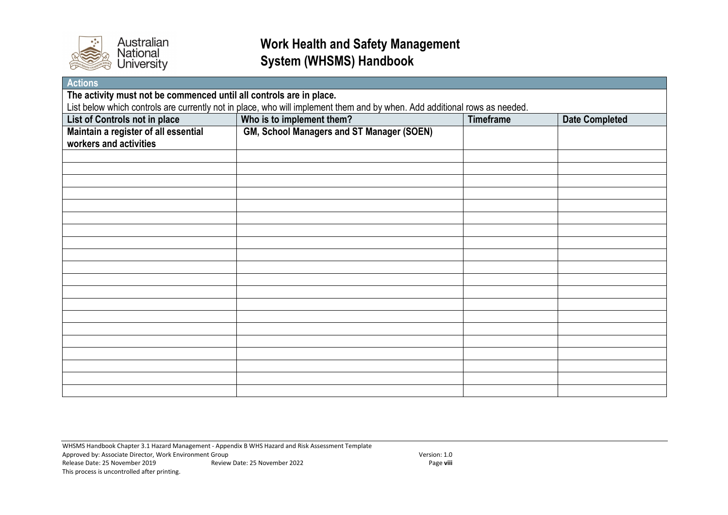## Actions

**The activity must not be commenced until all controls are in place.**

List below which controls are currently not in place, who will implement them and by when. Add additional rows as needed.

| List of Controls not in place | Who is to implement them? | Timeframe | Date Completed |
|---|---|---|---|
| **Maintain a register of all essential workers and activities** | **GM, School Managers and ST Manager (SOEN)** | | |
| | | | |
| | | | |
| | | | |
| | | | |
| | | | |
| | | | |
| | | | |
| | | | |
| | | | |
| | | | |
| | | | |
| | | | |
| | | | |
| | | | |
| | | | |
| | | | |
| | | | |
| | | | |
| | | | |
| | | | |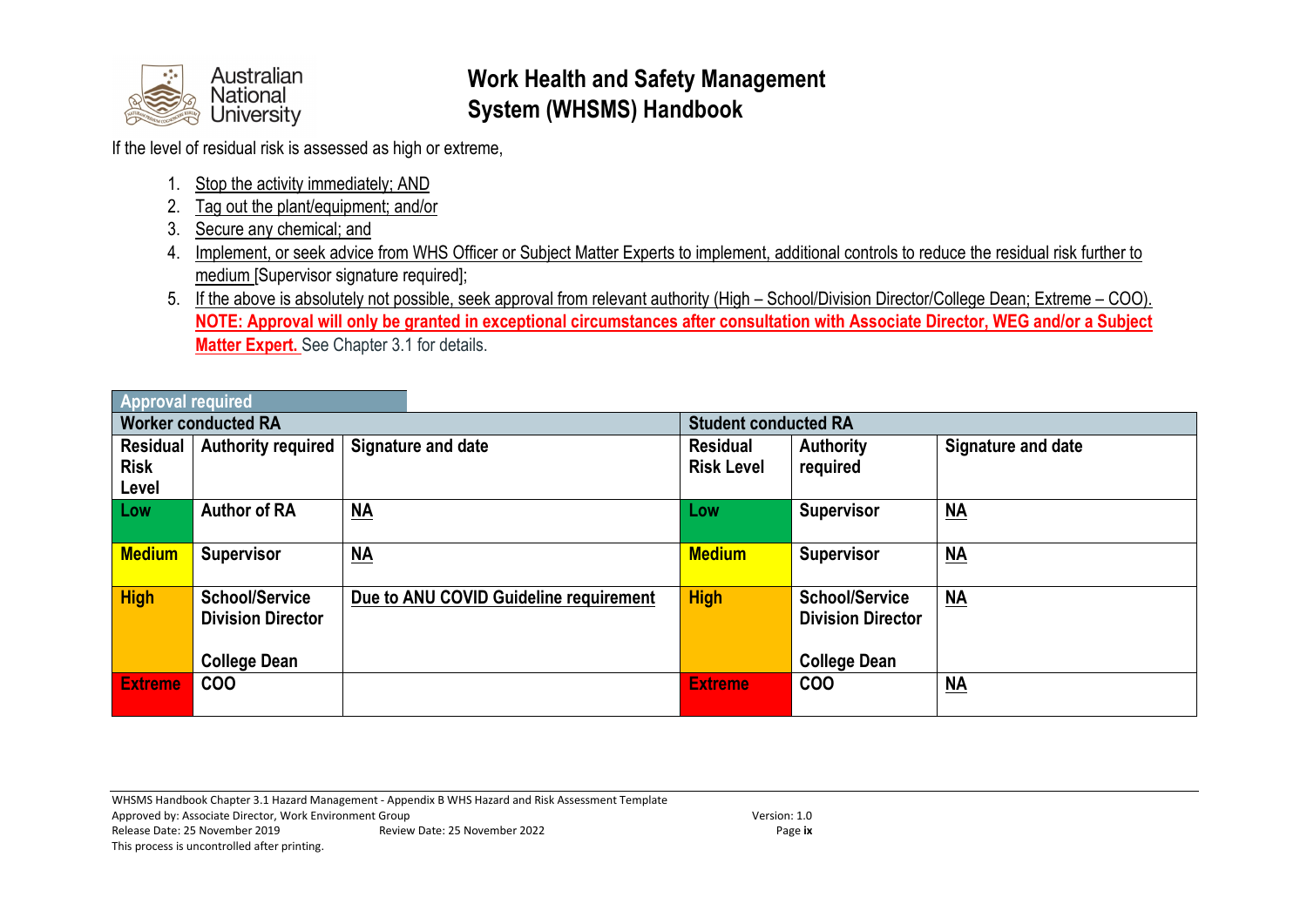If the level of residual risk is assessed as high or extreme,

1. Stop the activity immediately; AND
2. Tag out the plant/equipment; and/or
3. Secure any chemical; and
4. Implement, or seek advice from WHS Officer or Subject Matter Experts to implement, additional controls to reduce the residual risk further to medium [Supervisor signature required];
5. If the above is absolutely not possible, seek approval from relevant authority (High – School/Division Director/College Dean; Extreme – COO). **NOTE: Approval will only be granted in exceptional circumstances after consultation with Associate Director, WEG and/or a Subject Matter Expert.** See Chapter 3.1 for details.

| **Approval required** | | | | | |
|---|---|---|---|---|---|
| **Worker conducted RA** | | | **Student conducted RA** | | |
| **Residual Risk Level** | **Authority required** | **Signature and date** | **Residual Risk Level** | **Authority required** | **Signature and date** |
| **Low** | **Author of RA** | **NA** | **Low** | **Supervisor** | **NA** |
| **Medium** | **Supervisor** | **NA** | **Medium** | **Supervisor** | **NA** |
| **High** | **School/Service Division Director**<br><br>**College Dean** | **Due to ANU COVID Guideline requirement** | **High** | **School/Service Division Director**<br><br>**College Dean** | **NA** |
| **Extreme** | **COO** | | **Extreme** | **COO** | **NA** |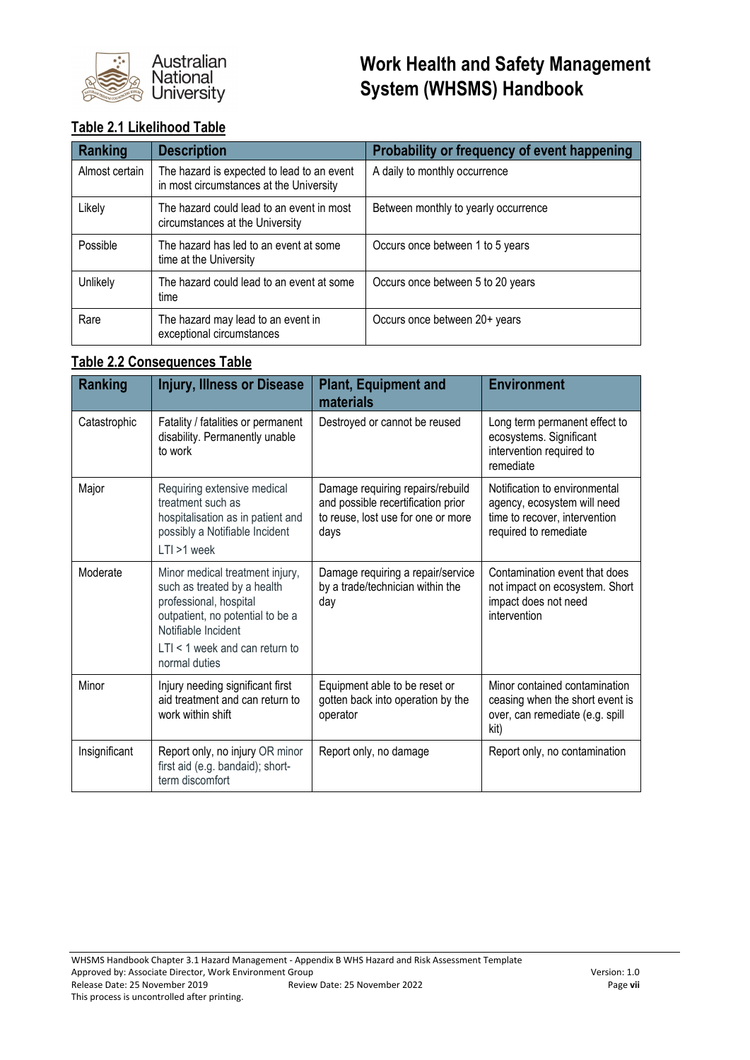### Table 2.1 Likelihood Table

| Ranking | Description | Probability or frequency of event happening |
|---|---|---|
| Almost certain | The hazard is expected to lead to an event in most circumstances at the University | A daily to monthly occurrence |
| Likely | The hazard could lead to an event in most circumstances at the University | Between monthly to yearly occurrence |
| Possible | The hazard has led to an event at some time at the University | Occurs once between 1 to 5 years |
| Unlikely | The hazard could lead to an event at some time | Occurs once between 5 to 20 years |
| Rare | The hazard may lead to an event in exceptional circumstances | Occurs once between 20+ years |

### Table 2.2 Consequences Table

| Ranking | Injury, Illness or Disease | Plant, Equipment and materials | Environment |
|---|---|---|---|
| Catastrophic | Fatality / fatalities or permanent disability. Permanently unable to work | Destroyed or cannot be reused | Long term permanent effect to ecosystems. Significant intervention required to remediate |
| Major | Requiring extensive medical treatment such as hospitalisation as in patient and possibly a Notifiable Incident<br>LTI >1 week | Damage requiring repairs/rebuild and possible recertification prior to reuse, lost use for one or more days | Notification to environmental agency, ecosystem will need time to recover, intervention required to remediate |
| Moderate | Minor medical treatment injury, such as treated by a health professional, hospital outpatient, no potential to be a Notifiable Incident<br>LTI < 1 week and can return to normal duties | Damage requiring a repair/service by a trade/technician within the day | Contamination event that does not impact on ecosystem. Short impact does not need intervention |
| Minor | Injury needing significant first aid treatment and can return to work within shift | Equipment able to be reset or gotten back into operation by the operator | Minor contained contamination ceasing when the short event is over, can remediate (e.g. spill kit) |
| Insignificant | Report only, no injury OR minor first aid (e.g. bandaid); short-term discomfort | Report only, no damage | Report only, no contamination |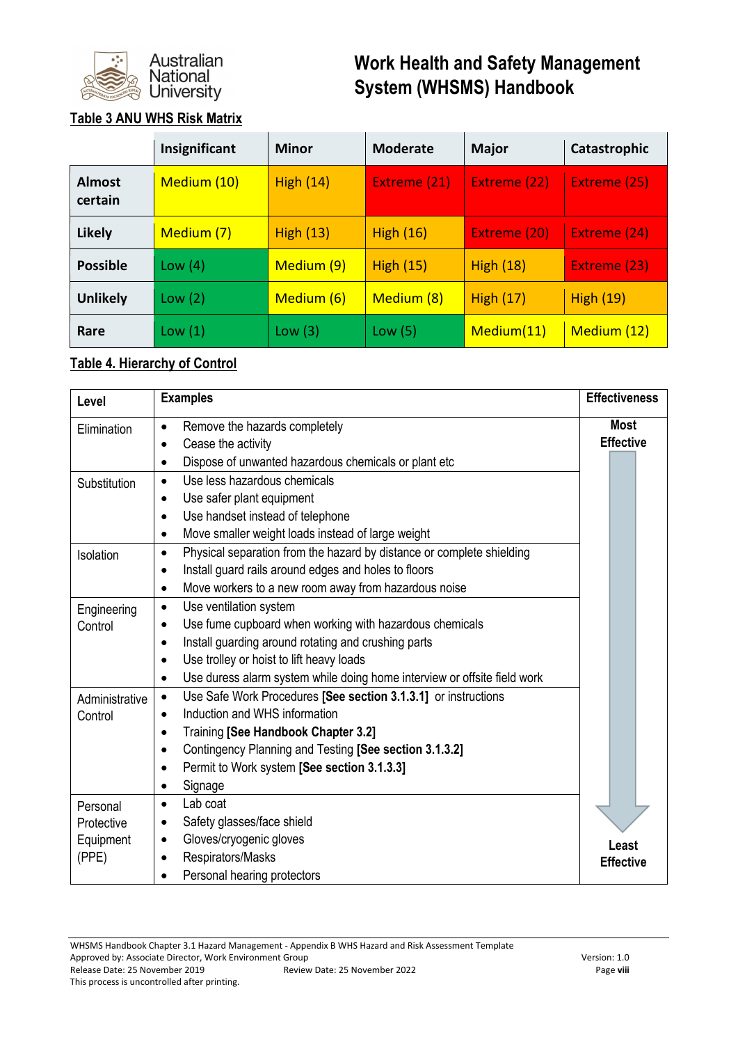**Table 3 ANU WHS Risk Matrix**

| | Insignificant | Minor | Moderate | Major | Catastrophic |
|---|---|---|---|---|---|
| **Almost certain** | Medium (10) | High (14) | Extreme (21) | Extreme (22) | Extreme (25) |
| **Likely** | Medium (7) | High (13) | High (16) | Extreme (20) | Extreme (24) |
| **Possible** | Low (4) | Medium (9) | High (15) | High (18) | Extreme (23) |
| **Unlikely** | Low (2) | Medium (6) | Medium (8) | High (17) | High (19) |
| **Rare** | Low (1) | Low (3) | Low (5) | Medium(11) | Medium (12) |

**Table 4. Hierarchy of Control**

| Level | Examples | Effectiveness |
|---|---|---|
| Elimination | • Remove the hazards completely<br>• Cease the activity<br>• Dispose of unwanted hazardous chemicals or plant etc | **Most Effective** |
| Substitution | • Use less hazardous chemicals<br>• Use safer plant equipment<br>• Use handset instead of telephone<br>• Move smaller weight loads instead of large weight | |
| Isolation | • Physical separation from the hazard by distance or complete shielding<br>• Install guard rails around edges and holes to floors<br>• Move workers to a new room away from hazardous noise | |
| Engineering Control | • Use ventilation system<br>• Use fume cupboard when working with hazardous chemicals<br>• Install guarding around rotating and crushing parts<br>• Use trolley or hoist to lift heavy loads<br>• Use duress alarm system while doing home interview or offsite field work | |
| Administrative Control | • Use Safe Work Procedures **[See section 3.1.3.1]** or instructions<br>• Induction and WHS information<br>• Training **[See Handbook Chapter 3.2]**<br>• Contingency Planning and Testing **[See section 3.1.3.2]**<br>• Permit to Work system **[See section 3.1.3.3]**<br>• Signage | |
| Personal Protective Equipment (PPE) | • Lab coat<br>• Safety glasses/face shield<br>• Gloves/cryogenic gloves<br>• Respirators/Masks<br>• Personal hearing protectors | **Least Effective** |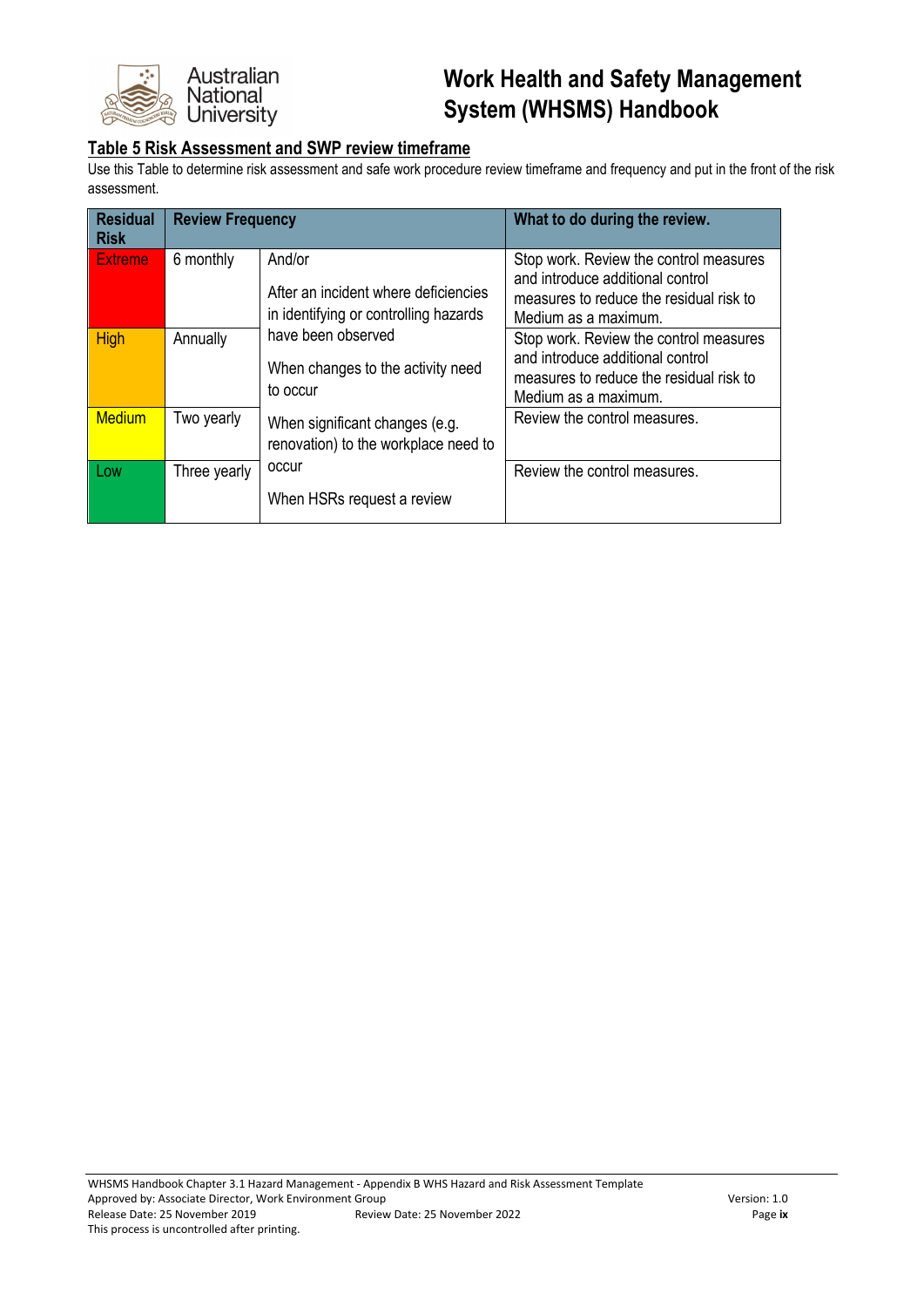### Table 5 Risk Assessment and SWP review timeframe

Use this Table to determine risk assessment and safe work procedure review timeframe and frequency and put in the front of the risk assessment.

| Residual Risk | Review Frequency | | What to do during the review. |
|---|---|---|---|
| Extreme | 6 monthly | And/or<br><br>After an incident where deficiencies in identifying or controlling hazards have been observed<br><br>When changes to the activity need to occur<br><br>When significant changes (e.g. renovation) to the workplace need to occur<br><br>When HSRs request a review | Stop work. Review the control measures and introduce additional control measures to reduce the residual risk to Medium as a maximum. |
| High | Annually | | Stop work. Review the control measures and introduce additional control measures to reduce the residual risk to Medium as a maximum. |
| Medium | Two yearly | | Review the control measures. |
| Low | Three yearly | | Review the control measures. |